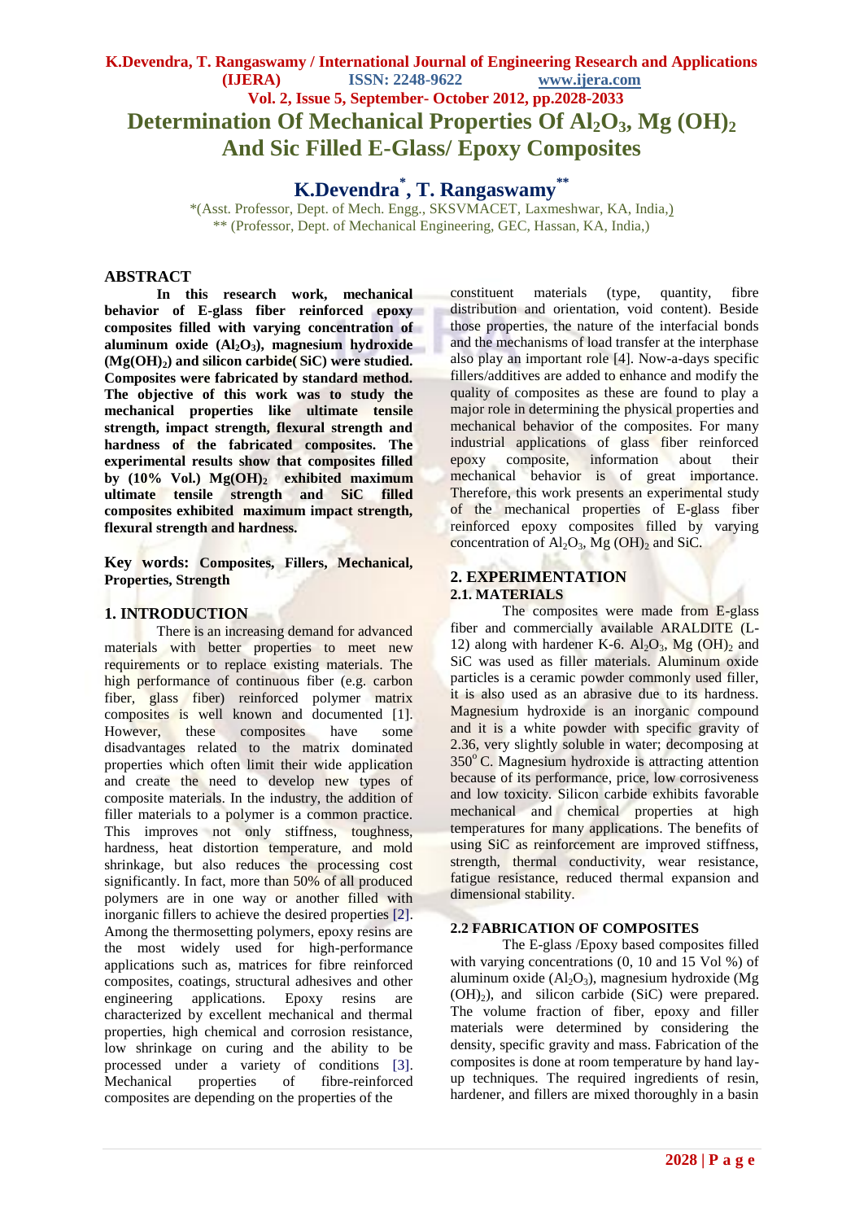# Determination Of Mechanical Properties Of $Al_2O_3$, Mg $(OH)_2$ And Sic Filled E-Glass/ Epoxy Composites

## K.Devendra[*], T. Rangaswamy[**]

*(Asst. Professor, Dept. of Mech. Engg., SKSVMACET, Laxmeshwar, KA, India,)
** (Professor, Dept. of Mechanical Engineering, GEC, Hassan, KA, India,)

## ABSTRACT

**In this research work, mechanical behavior of E-glass fiber reinforced epoxy composites filled with varying concentration of aluminum oxide ($Al_2O_3$), magnesium hydroxide ($Mg(OH)_2$) and silicon carbide( SiC) were studied. Composites were fabricated by standard method. The objective of this work was to study the mechanical properties like ultimate tensile strength, impact strength, flexural strength and hardness of the fabricated composites. The experimental results show that composites filled by (10% Vol.) $Mg(OH)_2$ exhibited maximum ultimate tensile strength and SiC filled composites exhibited maximum impact strength, flexural strength and hardness.**

**Key words: Composites, Fillers, Mechanical, Properties, Strength**

## 1. INTRODUCTION

There is an increasing demand for advanced materials with better properties to meet new requirements or to replace existing materials. The high performance of continuous fiber (e.g. carbon fiber, glass fiber) reinforced polymer matrix composites is well known and documented [1]. However, these composites have some disadvantages related to the matrix dominated properties which often limit their wide application and create the need to develop new types of composite materials. In the industry, the addition of filler materials to a polymer is a common practice. This improves not only stiffness, toughness, hardness, heat distortion temperature, and mold shrinkage, but also reduces the processing cost significantly. In fact, more than 50% of all produced polymers are in one way or another filled with inorganic fillers to achieve the desired properties [2]. Among the thermosetting polymers, epoxy resins are the most widely used for high-performance applications such as, matrices for fibre reinforced composites, coatings, structural adhesives and other engineering applications. Epoxy resins are characterized by excellent mechanical and thermal properties, high chemical and corrosion resistance, low shrinkage on curing and the ability to be processed under a variety of conditions [3]. Mechanical properties of fibre-reinforced composites are depending on the properties of the constituent materials (type, quantity, fibre distribution and orientation, void content). Beside those properties, the nature of the interfacial bonds and the mechanisms of load transfer at the interphase also play an important role [4]. Now-a-days specific fillers/additives are added to enhance and modify the quality of composites as these are found to play a major role in determining the physical properties and mechanical behavior of the composites. For many industrial applications of glass fiber reinforced epoxy composite, information about their mechanical behavior is of great importance. Therefore, this work presents an experimental study of the mechanical properties of E-glass fiber reinforced epoxy composites filled by varying concentration of $Al_2O_3$, Mg $(OH)_2$ and SiC.

## 2. EXPERIMENTATION

### 2.1. MATERIALS

The composites were made from E-glass fiber and commercially available ARALDITE (L-12) along with hardener K-6. $Al_2O_3$, Mg $(OH)_2$ and SiC was used as filler materials. Aluminum oxide particles is a ceramic powder commonly used filler, it is also used as an abrasive due to its hardness. Magnesium hydroxide is an inorganic compound and it is a white powder with specific gravity of 2.36, very slightly soluble in water; decomposing at $350^{o}$ C. Magnesium hydroxide is attracting attention because of its performance, price, low corrosiveness and low toxicity. Silicon carbide exhibits favorable mechanical and chemical properties at high temperatures for many applications. The benefits of using SiC as reinforcement are improved stiffness, strength, thermal conductivity, wear resistance, fatigue resistance, reduced thermal expansion and dimensional stability.

### 2.2 FABRICATION OF COMPOSITES

The E-glass /Epoxy based composites filled with varying concentrations (0, 10 and 15 Vol %) of aluminum oxide ($Al_2O_3$), magnesium hydroxide (Mg $(OH)_2$), and silicon carbide (SiC) were prepared. The volume fraction of fiber, epoxy and filler materials were determined by considering the density, specific gravity and mass. Fabrication of the composites is done at room temperature by hand lay-up techniques. The required ingredients of resin, hardener, and fillers are mixed thoroughly in a basin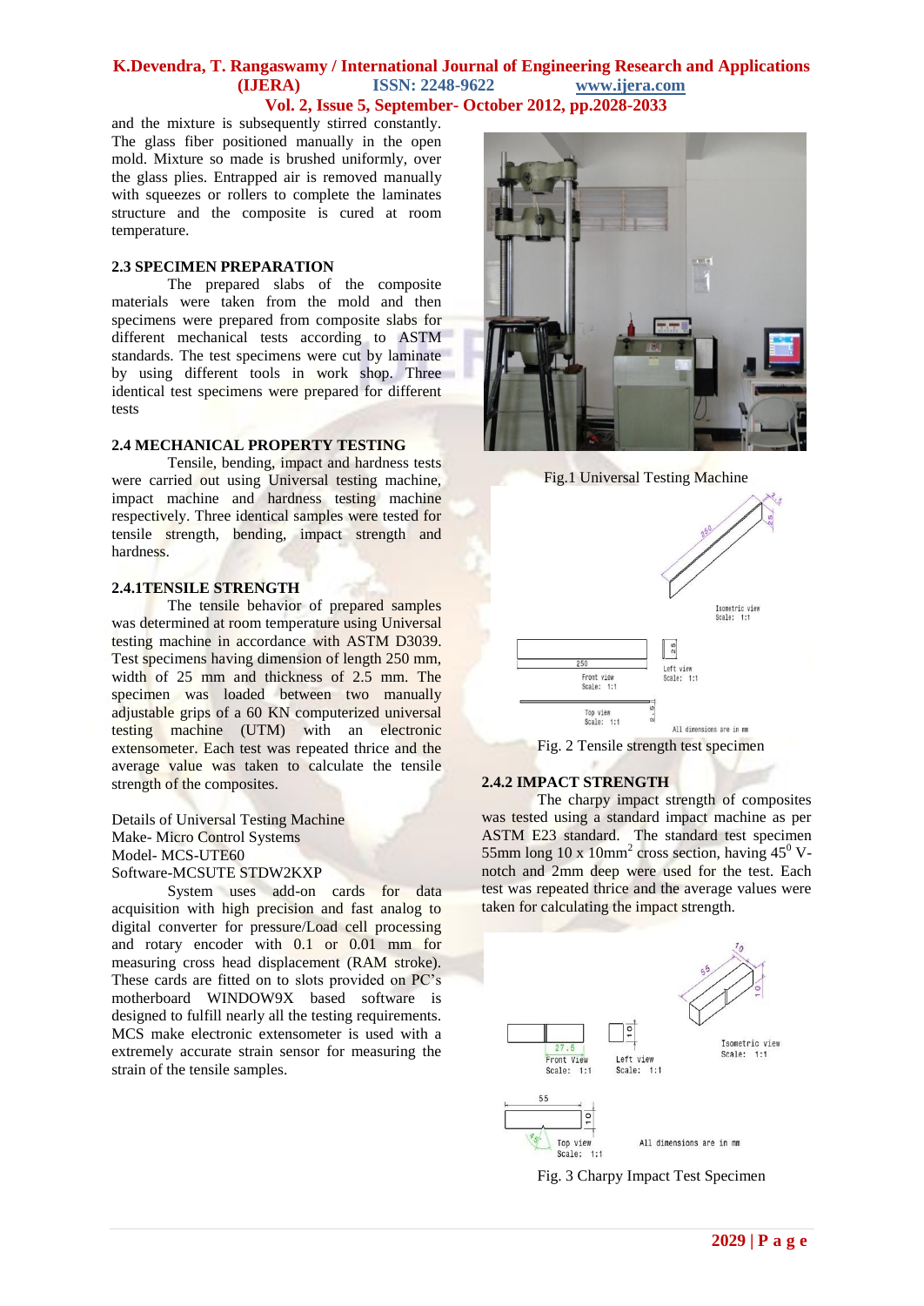and the mixture is subsequently stirred constantly. The glass fiber positioned manually in the open mold. Mixture so made is brushed uniformly, over the glass plies. Entrapped air is removed manually with squeezes or rollers to complete the laminates structure and the composite is cured at room temperature.

### 2.3 SPECIMEN PREPARATION

The prepared slabs of the composite materials were taken from the mold and then specimens were prepared from composite slabs for different mechanical tests according to ASTM standards. The test specimens were cut by laminate by using different tools in work shop. Three identical test specimens were prepared for different tests

### 2.4 MECHANICAL PROPERTY TESTING

Tensile, bending, impact and hardness tests were carried out using Universal testing machine, impact machine and hardness testing machine respectively. Three identical samples were tested for tensile strength, bending, impact strength and hardness.

### 2.4.1TENSILE STRENGTH

The tensile behavior of prepared samples was determined at room temperature using Universal testing machine in accordance with ASTM D3039. Test specimens having dimension of length 250 mm, width of 25 mm and thickness of 2.5 mm. The specimen was loaded between two manually adjustable grips of a 60 KN computerized universal testing machine (UTM) with an electronic extensometer. Each test was repeated thrice and the average value was taken to calculate the tensile strength of the composites.

Details of Universal Testing Machine
Make- Micro Control Systems
Model- MCS-UTE60
Software-MCSUTE STDW2KXP

System uses add-on cards for data acquisition with high precision and fast analog to digital converter for pressure/Load cell processing and rotary encoder with 0.1 or 0.01 mm for measuring cross head displacement (RAM stroke). These cards are fitted on to slots provided on PC's motherboard WINDOW9X based software is designed to fulfill nearly all the testing requirements. MCS make electronic extensometer is used with a extremely accurate strain sensor for measuring the strain of the tensile samples.

Fig.1 Universal Testing Machine

Fig. 2 Tensile strength test specimen

### 2.4.2 IMPACT STRENGTH

The charpy impact strength of composites was tested using a standard impact machine as per ASTM E23 standard. The standard test specimen 55mm long 10 x 10mm$^2$ cross section, having 45$^0$ V-notch and 2mm deep were used for the test. Each test was repeated thrice and the average values were taken for calculating the impact strength.

Fig. 3 Charpy Impact Test Specimen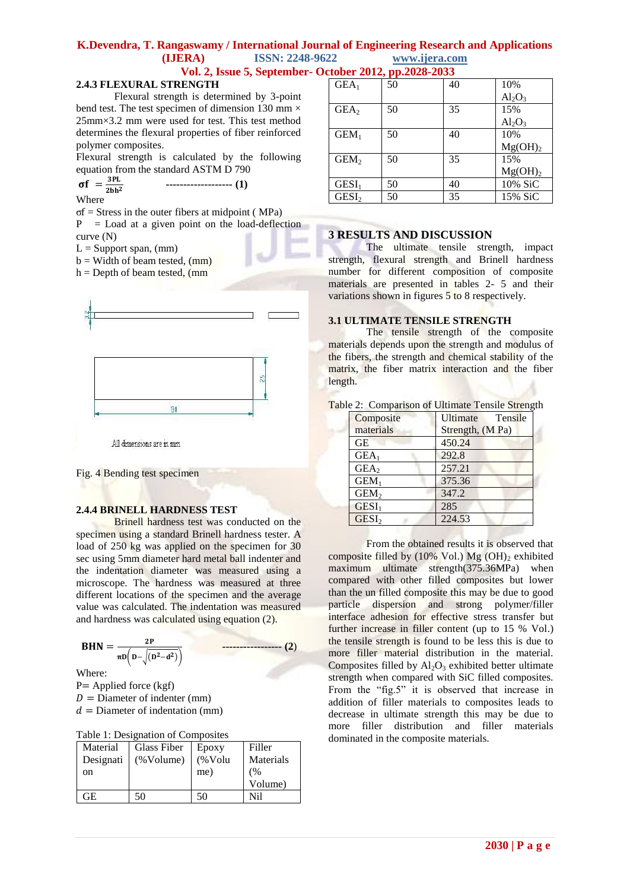### 2.4.3 FLEXURAL STRENGTH

Flexural strength is determined by 3-point bend test. The test specimen of dimension 130 mm × 25mm×3.2 mm were used for test. This test method determines the flexural properties of fiber reinforced polymer composites.

Flexural strength is calculated by the following equation from the standard ASTM D 790

$$\sigma f = \frac{3PL}{2bh^2} \quad \text{------------------- (1)}$$

Where

σf = Stress in the outer fibers at midpoint ( MPa)

P = Load at a given point on the load-deflection curve (N)

L = Support span, (mm)

b = Width of beam tested, (mm)

h = Depth of beam tested, (mm

All dimensions are in mm

Fig. 4 Bending test specimen

### 2.4.4 BRINELL HARDNESS TEST

Brinell hardness test was conducted on the specimen using a standard Brinell hardness tester. A load of 250 kg was applied on the specimen for 30 sec using 5mm diameter hard metal ball indenter and the indentation diameter was measured using a microscope. The hardness was measured at three different locations of the specimen and the average value was calculated. The indentation was measured and hardness was calculated using equation (2).

$$BHN = \frac{2P}{\pi D\left(D - \sqrt{(D^2 - d^2)}\right)} \quad \text{----------------- (2)}$$

Where:

P= Applied force (kgf)

$D$ = Diameter of indenter (mm)

$d$ = Diameter of indentation (mm)

Table 1: Designation of Composites

| Material Designation | Glass Fiber (%Volume) | Epoxy (%Volume) | Filler Materials (% Volume) |
|---|---|---|---|
| GE | 50 | 50 | Nil |
| $GEA_1$ | 50 | 40 | 10% $Al_2O_3$ |
| $GEA_2$ | 50 | 35 | 15% $Al_2O_3$ |
| $GEM_1$ | 50 | 40 | 10% $Mg(OH)_2$ |
| $GEM_2$ | 50 | 35 | 15% $Mg(OH)_2$ |
| $GESI_1$ | 50 | 40 | 10% SiC |
| $GESI_2$ | 50 | 35 | 15% SiC |

## 3 RESULTS AND DISCUSSION

The ultimate tensile strength, impact strength, flexural strength and Brinell hardness number for different composition of composite materials are presented in tables 2- 5 and their variations shown in figures 5 to 8 respectively.

### 3.1 ULTIMATE TENSILE STRENGTH

The tensile strength of the composite materials depends upon the strength and modulus of the fibers, the strength and chemical stability of the matrix, the fiber matrix interaction and the fiber length.

Table 2: Comparison of Ultimate Tensile Strength

| Composite materials | Ultimate Tensile Strength, (M Pa) |
|---|---|
| GE | 450.24 |
| $GEA_1$ | 292.8 |
| $GEA_2$ | 257.21 |
| $GEM_1$ | 375.36 |
| $GEM_2$ | 347.2 |
| $GESI_1$ | 285 |
| $GESI_2$ | 224.53 |

From the obtained results it is observed that composite filled by (10% Vol.) $Mg(OH)_2$ exhibited maximum ultimate strength(375.36MPa) when compared with other filled composites but lower than the un filled composite this may be due to good particle dispersion and strong polymer/filler interface adhesion for effective stress transfer but further increase in filler content (up to 15 % Vol.) the tensile strength is found to be less this is due to more filler material distribution in the material. Composites filled by $Al_2O_3$ exhibited better ultimate strength when compared with SiC filled composites. From the "fig.5" it is observed that increase in addition of filler materials to composites leads to decrease in ultimate strength this may be due to more filler distribution and filler materials dominated in the composite materials.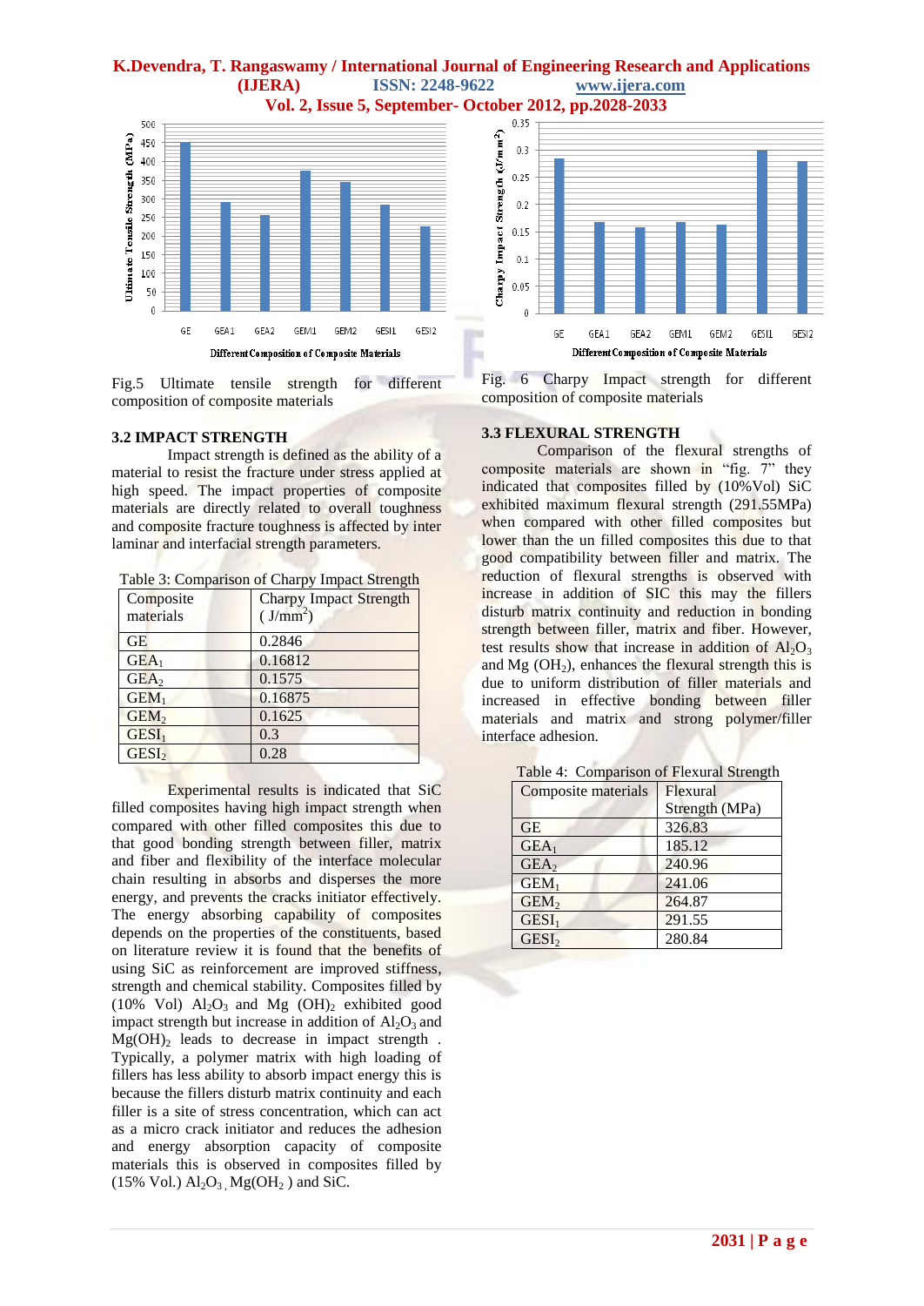Fig.5 Ultimate tensile strength for different composition of composite materials

Fig. 6 Charpy Impact strength for different composition of composite materials

### 3.2 IMPACT STRENGTH

Impact strength is defined as the ability of a material to resist the fracture under stress applied at high speed. The impact properties of composite materials are directly related to overall toughness and composite fracture toughness is affected by inter laminar and interfacial strength parameters.

Table 3: Comparison of Charpy Impact Strength

| Composite materials | Charpy Impact Strength ( $J/mm^2$) |
|---|---|
| GE | 0.2846 |
| $GEA_1$ | 0.16812 |
| $GEA_2$ | 0.1575 |
| $GEM_1$ | 0.16875 |
| $GEM_2$ | 0.1625 |
| $GESI_1$ | 0.3 |
| $GESI_2$ | 0.28 |

Experimental results is indicated that SiC filled composites having high impact strength when compared with other filled composites this due to that good bonding strength between filler, matrix and fiber and flexibility of the interface molecular chain resulting in absorbs and disperses the more energy, and prevents the cracks initiator effectively. The energy absorbing capability of composites depends on the properties of the constituents, based on literature review it is found that the benefits of using SiC as reinforcement are improved stiffness, strength and chemical stability. Composites filled by (10% Vol) $Al_2O_3$ and Mg $(OH)_2$ exhibited good impact strength but increase in addition of $Al_2O_3$ and $Mg(OH)_2$ leads to decrease in impact strength . Typically, a polymer matrix with high loading of fillers has less ability to absorb impact energy this is because the fillers disturb matrix continuity and each filler is a site of stress concentration, which can act as a micro crack initiator and reduces the adhesion and energy absorption capacity of composite materials this is observed in composites filled by (15% Vol.) $Al_2O_3$ , $Mg(OH_2$ ) and SiC.

### 3.3 FLEXURAL STRENGTH

Comparison of the flexural strengths of composite materials are shown in "fig. 7" they indicated that composites filled by (10%Vol) SiC exhibited maximum flexural strength (291.55MPa) when compared with other filled composites but lower than the un filled composites this due to that good compatibility between filler and matrix. The reduction of flexural strengths is observed with increase in addition of SIC this may the fillers disturb matrix continuity and reduction in bonding strength between filler, matrix and fiber. However, test results show that increase in addition of $Al_2O_3$ and Mg $(OH_2)$, enhances the flexural strength this is due to uniform distribution of filler materials and increased in effective bonding between filler materials and matrix and strong polymer/filler interface adhesion.

Table 4: Comparison of Flexural Strength

| Composite materials | Flexural Strength (MPa) |
|---|---|
| GE | 326.83 |
| $GEA_1$ | 185.12 |
| $GEA_2$ | 240.96 |
| $GEM_1$ | 241.06 |
| $GEM_2$ | 264.87 |
| $GESI_1$ | 291.55 |
| $GESI_2$ | 280.84 |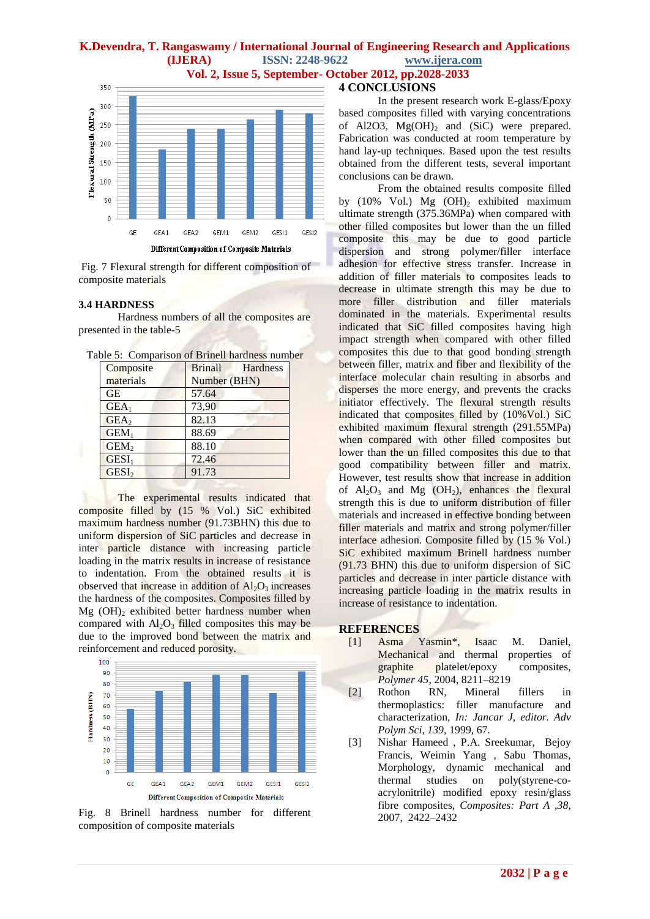Fig. 7 Flexural strength for different composition of composite materials

### 3.4 HARDNESS

Hardness numbers of all the composites are presented in the table-5

Table 5: Comparison of Brinell hardness number

| Composite materials | Brinell Hardness Number (BHN) |
|---|---|
| GE | 57.64 |
| $GEA_1$ | 73,90 |
| $GEA_2$ | 82.13 |
| $GEM_1$ | 88.69 |
| $GEM_2$ | 88.10 |
| $GESI_1$ | 72.46 |
| $GESI_2$ | 91.73 |

The experimental results indicated that composite filled by (15 % Vol.) SiC exhibited maximum hardness number (91.73BHN) this due to uniform dispersion of SiC particles and decrease in inter particle distance with increasing particle loading in the matrix results in increase of resistance to indentation. From the obtained results it is observed that increase in addition of $Al_2O_3$ increases the hardness of the composites. Composites filled by Mg $(OH)_2$ exhibited better hardness number when compared with $Al_2O_3$ filled composites this may be due to the improved bond between the matrix and reinforcement and reduced porosity.

Fig. 8 Brinell hardness number for different composition of composite materials

## 4 CONCLUSIONS

In the present research work E-glass/Epoxy based composites filled with varying concentrations of Al2O3, $Mg(OH)_2$ and (SiC) were prepared. Fabrication was conducted at room temperature by hand lay-up techniques. Based upon the test results obtained from the different tests, several important conclusions can be drawn.

From the obtained results composite filled by (10% Vol.) Mg $(OH)_2$ exhibited maximum ultimate strength (375.36MPa) when compared with other filled composites but lower than the un filled composite this may be due to good particle dispersion and strong polymer/filler interface adhesion for effective stress transfer. Increase in addition of filler materials to composites leads to decrease in ultimate strength this may be due to more filler distribution and filler materials dominated in the materials. Experimental results indicated that SiC filled composites having high impact strength when compared with other filled composites this due to that good bonding strength between filler, matrix and fiber and flexibility of the interface molecular chain resulting in absorbs and disperses the more energy, and prevents the cracks initiator effectively. The flexural strength results indicated that composites filled by (10%Vol.) SiC exhibited maximum flexural strength (291.55MPa) when compared with other filled composites but lower than the un filled composites this due to that good compatibility between filler and matrix. However, test results show that increase in addition of $Al_2O_3$ and Mg $(OH_2)$, enhances the flexural strength this is due to uniform distribution of filler materials and increased in effective bonding between filler materials and matrix and strong polymer/filler interface adhesion. Composite filled by (15 % Vol.) SiC exhibited maximum Brinell hardness number (91.73 BHN) this due to uniform dispersion of SiC particles and decrease in inter particle distance with increasing particle loading in the matrix results in increase of resistance to indentation.

## REFERENCES

[1] Asma Yasmin*, Isaac M. Daniel, Mechanical and thermal properties of graphite platelet/epoxy composites, *Polymer 45*, 2004, 8211–8219

[2] Rothon RN, Mineral fillers in thermoplastics: filler manufacture and characterization, *In: Jancar J, editor. Adv Polym Sci, 139*, 1999, 67.

[3] Nishar Hameed , P.A. Sreekumar, Bejoy Francis, Weimin Yang , Sabu Thomas, Morphology, dynamic mechanical and thermal studies on poly(styrene-co-acrylonitrile) modified epoxy resin/glass fibre composites, *Composites: Part A ,38,* 2007, 2422–2432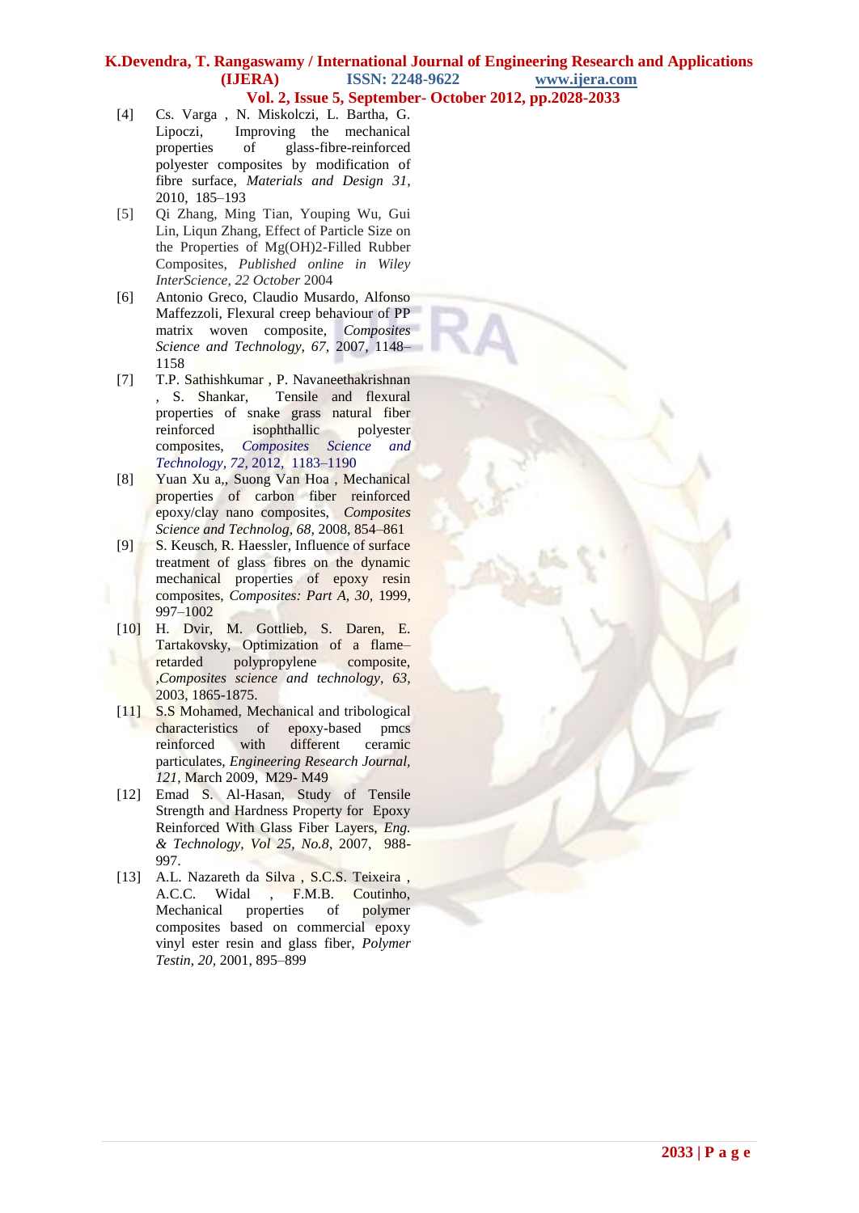[4] Cs. Varga , N. Miskolczi, L. Bartha, G. Lipoczi, Improving the mechanical properties of glass-fibre-reinforced polyester composites by modification of fibre surface, *Materials and Design 31,* 2010, 185–193

[5] Qi Zhang, Ming Tian, Youping Wu, Gui Lin, Liqun Zhang, Effect of Particle Size on the Properties of Mg(OH)2-Filled Rubber Composites, *Published online in Wiley InterScience, 22 October* 2004

[6] Antonio Greco, Claudio Musardo, Alfonso Maffezzoli, Flexural creep behaviour of PP matrix woven composite, *Composites Science and Technology, 67,* 2007, 1148–1158

[7] T.P. Sathishkumar , P. Navaneethakrishnan , S. Shankar, Tensile and flexural properties of snake grass natural fiber reinforced isophthallic polyester composites, *Composites Science and Technology, 72,* 2012, 1183–1190

[8] Yuan Xu a,, Suong Van Hoa , Mechanical properties of carbon fiber reinforced epoxy/clay nano composites, *Composites Science and Technolog, 68,* 2008, 854–861

[9] S. Keusch, R. Haessler, Influence of surface treatment of glass fibres on the dynamic mechanical properties of epoxy resin composites, *Composites: Part A, 30,* 1999, 997–1002

[10] H. Dvir, M. Gottlieb, S. Daren, E. Tartakovsky, Optimization of a flame–retarded polypropylene composite, *,Composites science and technology, 63,* 2003, 1865-1875.

[11] S.S Mohamed, Mechanical and tribological characteristics of epoxy-based pmcs reinforced with different ceramic particulates, *Engineering Research Journal, 121*, March 2009, M29- M49

[12] Emad S. Al-Hasan, Study of Tensile Strength and Hardness Property for Epoxy Reinforced With Glass Fiber Layers, *Eng. & Technology, Vol 25, No.8*, 2007, 988-997.

[13] A.L. Nazareth da Silva , S.C.S. Teixeira , A.C.C. Widal , F.M.B. Coutinho, Mechanical properties of polymer composites based on commercial epoxy vinyl ester resin and glass fiber, *Polymer Testin, 20,* 2001, 895–899